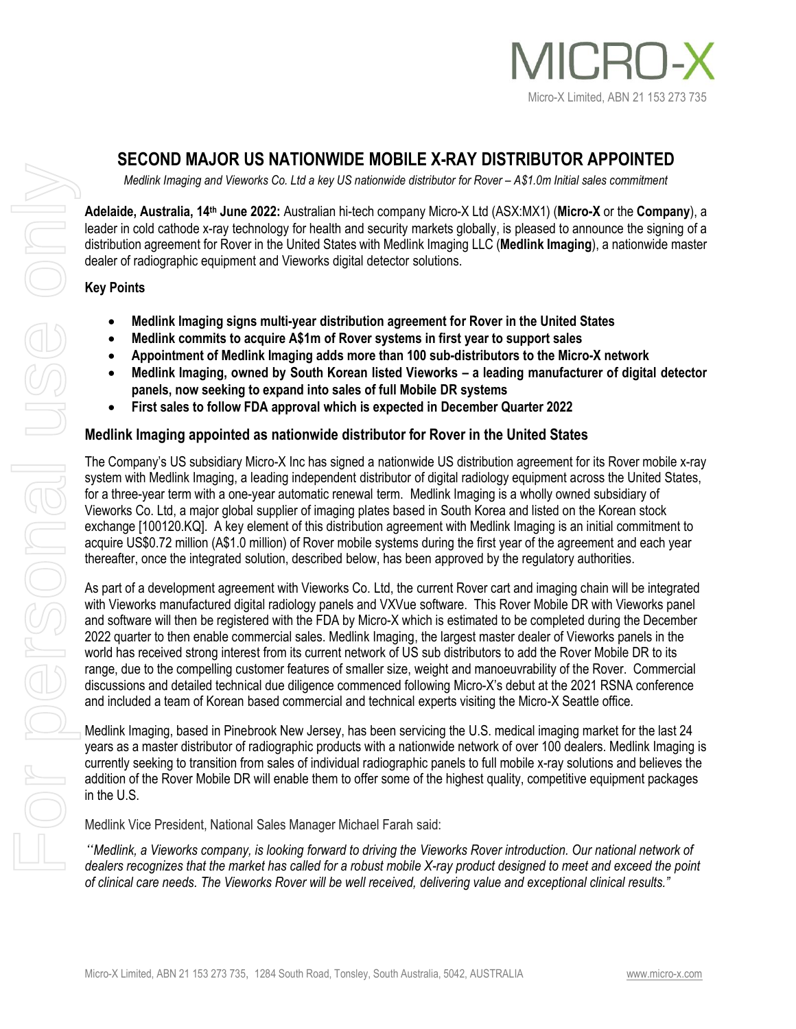# SECOND MAJOR US NATIONWIDE MOBILE X-RAY DISTRIBUTOR APPOINTED

*Medlink Imaging and Vieworks Co. Ltd a key US nationwide distributor for Rover – A$1.0m Initial sales commitment*

**Adelaide, Australia, 14th June 2022:** Australian hi-tech company Micro-X Ltd (ASX:MX1) (**Micro-X** or the **Company**), a leader in cold cathode x-ray technology for health and security markets globally, is pleased to announce the signing of a distribution agreement for Rover in the United States with Medlink Imaging LLC (**Medlink Imaging**), a nationwide master dealer of radiographic equipment and Vieworks digital detector solutions.

### Key Points

- **Medlink Imaging signs multi-year distribution agreement for Rover in the United States**
- **Medlink commits to acquire A$1m of Rover systems in first year to support sales**
- **Appointment of Medlink Imaging adds more than 100 sub-distributors to the Micro-X network**
- **Medlink Imaging, owned by South Korean listed Vieworks – a leading manufacturer of digital detector panels, now seeking to expand into sales of full Mobile DR systems**
- **First sales to follow FDA approval which is expected in December Quarter 2022**

## Medlink Imaging appointed as nationwide distributor for Rover in the United States

The Company's US subsidiary Micro-X Inc has signed a nationwide US distribution agreement for its Rover mobile x-ray system with Medlink Imaging, a leading independent distributor of digital radiology equipment across the United States, for a three-year term with a one-year automatic renewal term. Medlink Imaging is a wholly owned subsidiary of Vieworks Co. Ltd, a major global supplier of imaging plates based in South Korea and listed on the Korean stock exchange [100120.KQ]. A key element of this distribution agreement with Medlink Imaging is an initial commitment to acquire US$0.72 million (A$1.0 million) of Rover mobile systems during the first year of the agreement and each year thereafter, once the integrated solution, described below, has been approved by the regulatory authorities.

As part of a development agreement with Vieworks Co. Ltd, the current Rover cart and imaging chain will be integrated with Vieworks manufactured digital radiology panels and VXVue software. This Rover Mobile DR with Vieworks panel and software will then be registered with the FDA by Micro-X which is estimated to be completed during the December 2022 quarter to then enable commercial sales. Medlink Imaging, the largest master dealer of Vieworks panels in the world has received strong interest from its current network of US sub distributors to add the Rover Mobile DR to its range, due to the compelling customer features of smaller size, weight and manoeuvrability of the Rover. Commercial discussions and detailed technical due diligence commenced following Micro-X's debut at the 2021 RSNA conference and included a team of Korean based commercial and technical experts visiting the Micro-X Seattle office.

Medlink Imaging, based in Pinebrook New Jersey, has been servicing the U.S. medical imaging market for the last 24 years as a master distributor of radiographic products with a nationwide network of over 100 dealers. Medlink Imaging is currently seeking to transition from sales of individual radiographic panels to full mobile x-ray solutions and believes the addition of the Rover Mobile DR will enable them to offer some of the highest quality, competitive equipment packages in the U.S.

Medlink Vice President, National Sales Manager Michael Farah said:

*''Medlink, a Vieworks company, is looking forward to driving the Vieworks Rover introduction. Our national network of dealers recognizes that the market has called for a robust mobile X-ray product designed to meet and exceed the point of clinical care needs. The Vieworks Rover will be well received, delivering value and exceptional clinical results."*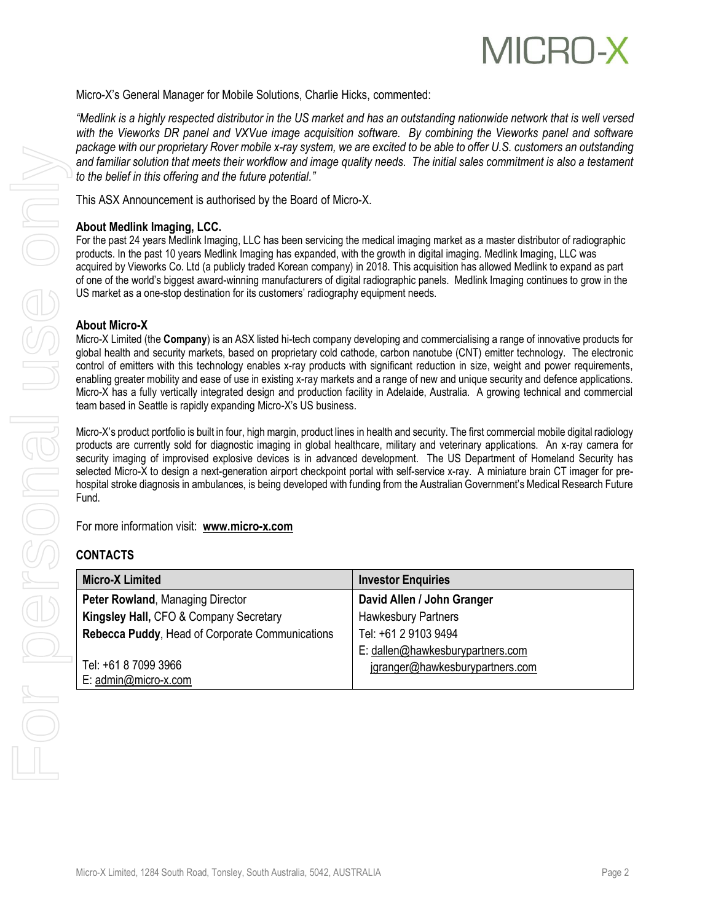Micro-X's General Manager for Mobile Solutions, Charlie Hicks, commented:

*"Medlink is a highly respected distributor in the US market and has an outstanding nationwide network that is well versed with the Vieworks DR panel and VXVue image acquisition software. By combining the Vieworks panel and software package with our proprietary Rover mobile x-ray system, we are excited to be able to offer U.S. customers an outstanding and familiar solution that meets their workflow and image quality needs. The initial sales commitment is also a testament to the belief in this offering and the future potential."*

This ASX Announcement is authorised by the Board of Micro-X.

**About Medlink Imaging, LCC.**

For the past 24 years Medlink Imaging, LLC has been servicing the medical imaging market as a master distributor of radiographic products. In the past 10 years Medlink Imaging has expanded, with the growth in digital imaging. Medlink Imaging, LLC was acquired by Vieworks Co. Ltd (a publicly traded Korean company) in 2018. This acquisition has allowed Medlink to expand as part of one of the world's biggest award-winning manufacturers of digital radiographic panels. Medlink Imaging continues to grow in the US market as a one-stop destination for its customers' radiography equipment needs.

**About Micro-X**

Micro-X Limited (the **Company**) is an ASX listed hi-tech company developing and commercialising a range of innovative products for global health and security markets, based on proprietary cold cathode, carbon nanotube (CNT) emitter technology. The electronic control of emitters with this technology enables x-ray products with significant reduction in size, weight and power requirements, enabling greater mobility and ease of use in existing x-ray markets and a range of new and unique security and defence applications. Micro-X has a fully vertically integrated design and production facility in Adelaide, Australia. A growing technical and commercial team based in Seattle is rapidly expanding Micro-X's US business.

Micro-X's product portfolio is built in four, high margin, product lines in health and security. The first commercial mobile digital radiology products are currently sold for diagnostic imaging in global healthcare, military and veterinary applications. An x-ray camera for security imaging of improvised explosive devices is in advanced development. The US Department of Homeland Security has selected Micro-X to design a next-generation airport checkpoint portal with self-service x-ray. A miniature brain CT imager for pre-hospital stroke diagnosis in ambulances, is being developed with funding from the Australian Government's Medical Research Future Fund.

For more information visit: **www.micro-x.com**

**CONTACTS**

| Micro-X Limited | Investor Enquiries |
|---|---|
| **Peter Rowland**, Managing Director | **David Allen / John Granger** |
| **Kingsley Hall,** CFO & Company Secretary | Hawkesbury Partners |
| **Rebecca Puddy**, Head of Corporate Communications | Tel: +61 2 9103 9494 |
| Tel: +61 8 7099 3966 | E: dallen@hawkesburypartners.com |
| E: admin@micro-x.com | jgranger@hawkesburypartners.com |

Micro-X Limited, 1284 South Road, Tonsley, South Australia, 5042, AUSTRALIA